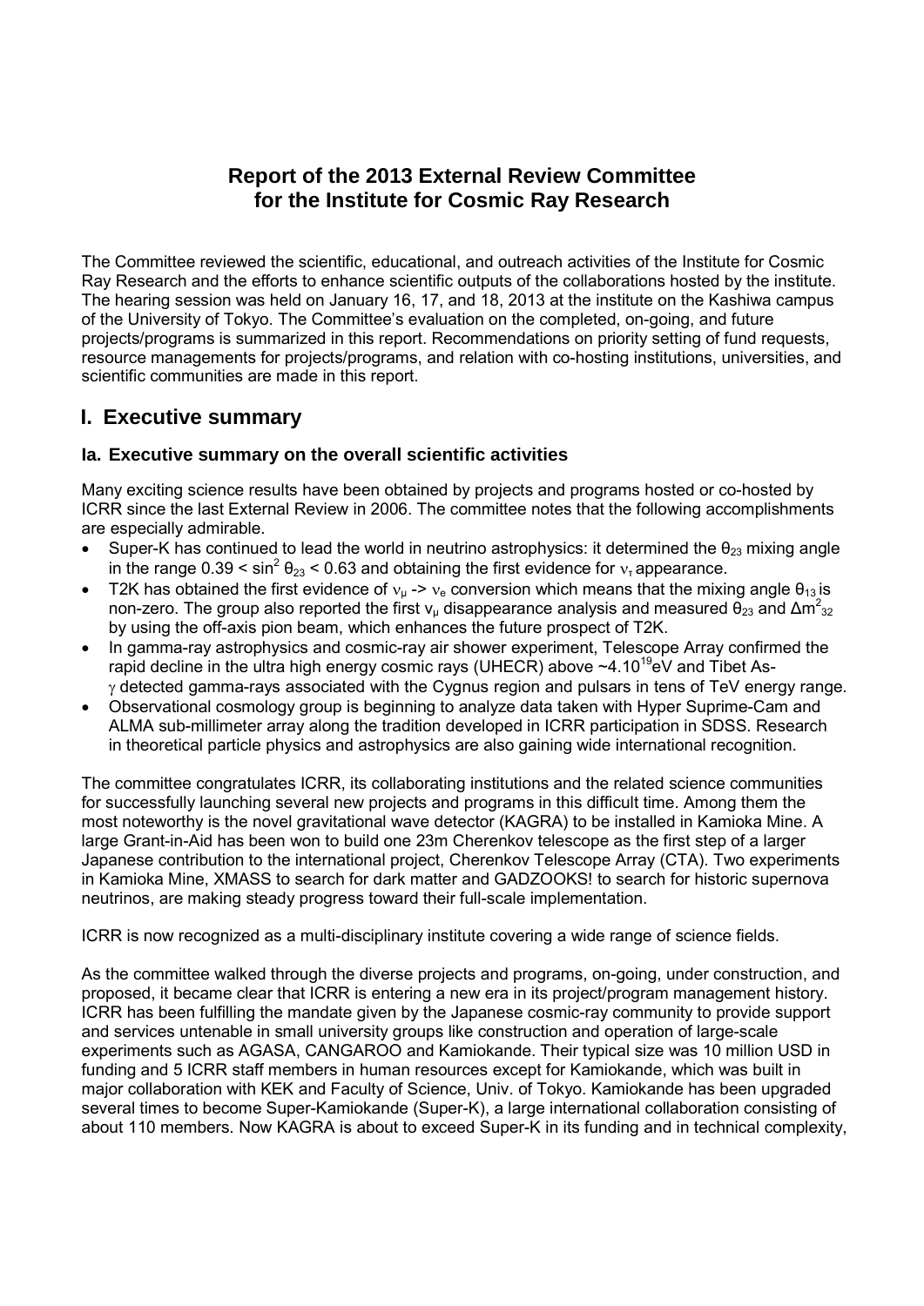# Report of the 2013 External Review Committee for the Institute for Cosmic Ray Research

The Committee reviewed the scientific, educational, and outreach activities of the Institute for Cosmic Ray Research and the efforts to enhance scientific outputs of the collaborations hosted by the institute. The hearing session was held on January 16, 17, and 18, 2013 at the institute on the Kashiwa campus of the University of Tokyo. The Committee's evaluation on the completed, on-going, and future projects/programs is summarized in this report. Recommendations on priority setting of fund requests, resource managements for projects/programs, and relation with co-hosting institutions, universities, and scientific communities are made in this report.

## I. Executive summary

### Ia. Executive summary on the overall scientific activities

Many exciting science results have been obtained by projects and programs hosted or co-hosted by ICRR since the last External Review in 2006. The committee notes that the following accomplishments are especially admirable.

- Super-K has continued to lead the world in neutrino astrophysics: it determined the $\theta_{23}$ mixing angle in the range $0.39 < \sin^2 \theta_{23} < 0.63$ and obtaining the first evidence for $\nu_\tau$ appearance.
- T2K has obtained the first evidence of $\nu_\mu \rightarrow \nu_e$ conversion which means that the mixing angle $\theta_{13}$ is non-zero. The group also reported the first $\nu_\mu$ disappearance analysis and measured $\theta_{23}$ and $\Delta m^2_{32}$ by using the off-axis pion beam, which enhances the future prospect of T2K.
- In gamma-ray astrophysics and cosmic-ray air shower experiment, Telescope Array confirmed the rapid decline in the ultra high energy cosmic rays (UHECR) above $\sim 4.10^{19}$eV and Tibet As-$\gamma$ detected gamma-rays associated with the Cygnus region and pulsars in tens of TeV energy range.
- Observational cosmology group is beginning to analyze data taken with Hyper Suprime-Cam and ALMA sub-millimeter array along the tradition developed in ICRR participation in SDSS. Research in theoretical particle physics and astrophysics are also gaining wide international recognition.

The committee congratulates ICRR, its collaborating institutions and the related science communities for successfully launching several new projects and programs in this difficult time. Among them the most noteworthy is the novel gravitational wave detector (KAGRA) to be installed in Kamioka Mine. A large Grant-in-Aid has been won to build one 23m Cherenkov telescope as the first step of a larger Japanese contribution to the international project, Cherenkov Telescope Array (CTA). Two experiments in Kamioka Mine, XMASS to search for dark matter and GADZOOKS! to search for historic supernova neutrinos, are making steady progress toward their full-scale implementation.

ICRR is now recognized as a multi-disciplinary institute covering a wide range of science fields.

As the committee walked through the diverse projects and programs, on-going, under construction, and proposed, it became clear that ICRR is entering a new era in its project/program management history. ICRR has been fulfilling the mandate given by the Japanese cosmic-ray community to provide support and services untenable in small university groups like construction and operation of large-scale experiments such as AGASA, CANGAROO and Kamiokande. Their typical size was 10 million USD in funding and 5 ICRR staff members in human resources except for Kamiokande, which was built in major collaboration with KEK and Faculty of Science, Univ. of Tokyo. Kamiokande has been upgraded several times to become Super-Kamiokande (Super-K), a large international collaboration consisting of about 110 members. Now KAGRA is about to exceed Super-K in its funding and in technical complexity,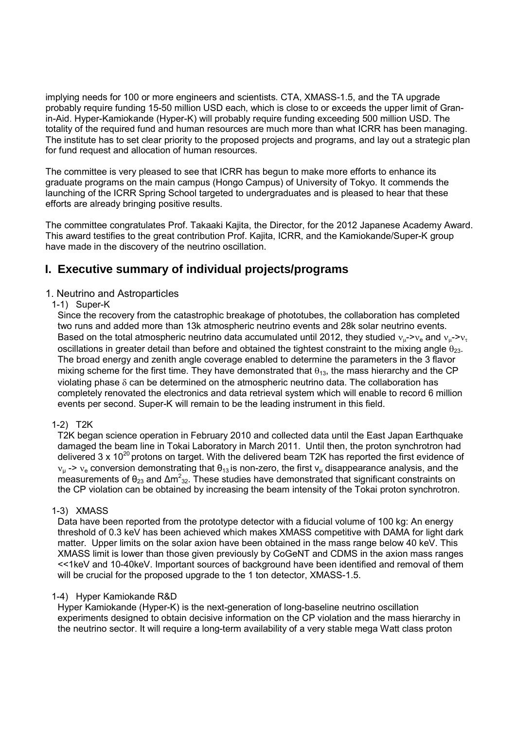implying needs for 100 or more engineers and scientists. CTA, XMASS-1.5, and the TA upgrade probably require funding 15-50 million USD each, which is close to or exceeds the upper limit of Gran-in-Aid. Hyper-Kamiokande (Hyper-K) will probably require funding exceeding 500 million USD. The totality of the required fund and human resources are much more than what ICRR has been managing. The institute has to set clear priority to the proposed projects and programs, and lay out a strategic plan for fund request and allocation of human resources.

The committee is very pleased to see that ICRR has begun to make more efforts to enhance its graduate programs on the main campus (Hongo Campus) of University of Tokyo. It commends the launching of the ICRR Spring School targeted to undergraduates and is pleased to hear that these efforts are already bringing positive results.

The committee congratulates Prof. Takaaki Kajita, the Director, for the 2012 Japanese Academy Award. This award testifies to the great contribution Prof. Kajita, ICRR, and the Kamiokande/Super-K group have made in the discovery of the neutrino oscillation.

## I. Executive summary of individual projects/programs

### 1. Neutrino and Astroparticles

#### 1-1) Super-K

Since the recovery from the catastrophic breakage of phototubes, the collaboration has completed two runs and added more than 13k atmospheric neutrino events and 28k solar neutrino events. Based on the total atmospheric neutrino data accumulated until 2012, they studied $\nu_\mu$->$\nu_e$ and $\nu_\mu$->$\nu_\tau$ oscillations in greater detail than before and obtained the tightest constraint to the mixing angle $\theta_{23}$. The broad energy and zenith angle coverage enabled to determine the parameters in the 3 flavor mixing scheme for the first time. They have demonstrated that $\theta_{13}$, the mass hierarchy and the CP violating phase $\delta$ can be determined on the atmospheric neutrino data. The collaboration has completely renovated the electronics and data retrieval system which will enable to record 6 million events per second. Super-K will remain to be the leading instrument in this field.

#### 1-2) T2K

T2K began science operation in February 2010 and collected data until the East Japan Earthquake damaged the beam line in Tokai Laboratory in March 2011. Until then, the proton synchrotron had delivered $3 \times 10^{20}$ protons on target. With the delivered beam T2K has reported the first evidence of $\nu_\mu$ -> $\nu_e$ conversion demonstrating that $\theta_{13}$ is non-zero, the first $\nu_\mu$ disappearance analysis, and the measurements of $\theta_{23}$ and $\Delta m^2_{32}$. These studies have demonstrated that significant constraints on the CP violation can be obtained by increasing the beam intensity of the Tokai proton synchrotron.

#### 1-3) XMASS

Data have been reported from the prototype detector with a fiducial volume of 100 kg: An energy threshold of 0.3 keV has been achieved which makes XMASS competitive with DAMA for light dark matter. Upper limits on the solar axion have been obtained in the mass range below 40 keV. This XMASS limit is lower than those given previously by CoGeNT and CDMS in the axion mass ranges <<1keV and 10-40keV. Important sources of background have been identified and removal of them will be crucial for the proposed upgrade to the 1 ton detector, XMASS-1.5.

#### 1-4) Hyper Kamiokande R&D

Hyper Kamiokande (Hyper-K) is the next-generation of long-baseline neutrino oscillation experiments designed to obtain decisive information on the CP violation and the mass hierarchy in the neutrino sector. It will require a long-term availability of a very stable mega Watt class proton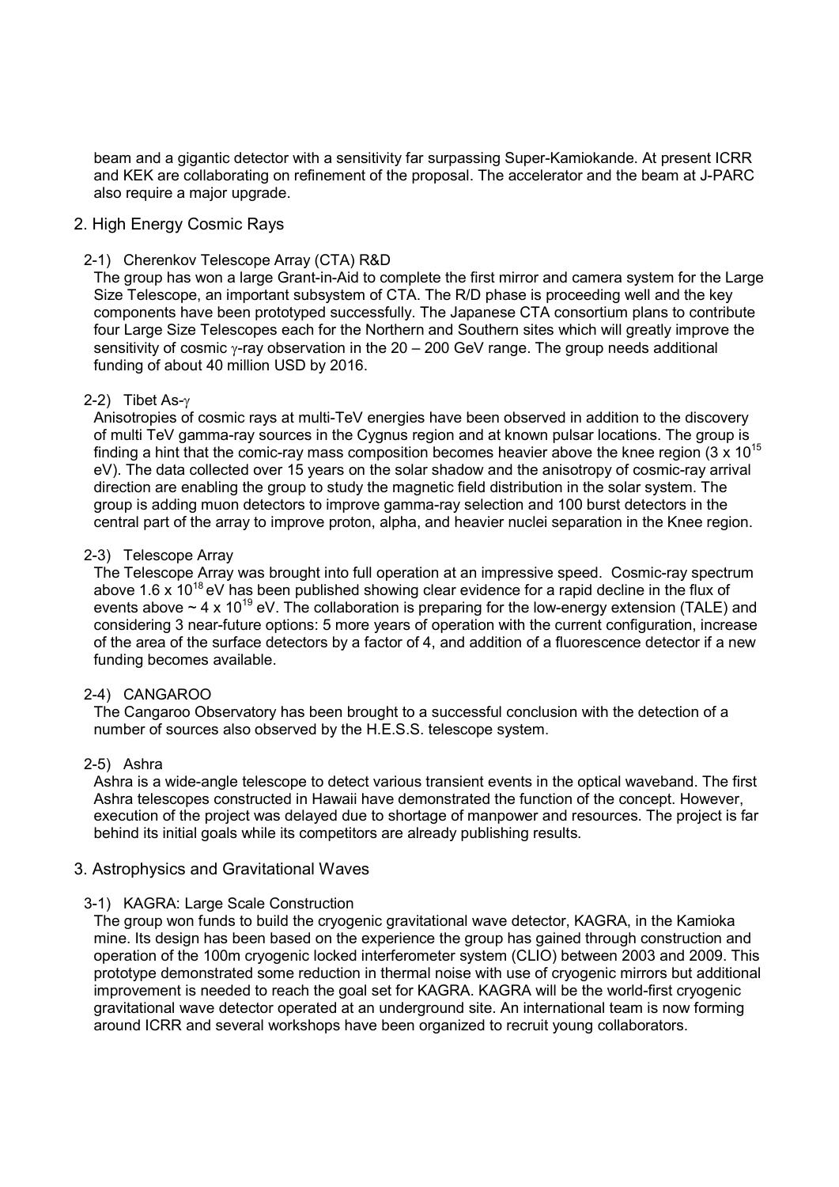beam and a gigantic detector with a sensitivity far surpassing Super-Kamiokande. At present ICRR and KEK are collaborating on refinement of the proposal. The accelerator and the beam at J-PARC also require a major upgrade.

## 2. High Energy Cosmic Rays

### 2-1) Cherenkov Telescope Array (CTA) R&D

The group has won a large Grant-in-Aid to complete the first mirror and camera system for the Large Size Telescope, an important subsystem of CTA. The R/D phase is proceeding well and the key components have been prototyped successfully. The Japanese CTA consortium plans to contribute four Large Size Telescopes each for the Northern and Southern sites which will greatly improve the sensitivity of cosmic $\gamma$-ray observation in the 20 – 200 GeV range. The group needs additional funding of about 40 million USD by 2016.

### 2-2) Tibet As-$\gamma$

Anisotropies of cosmic rays at multi-TeV energies have been observed in addition to the discovery of multi TeV gamma-ray sources in the Cygnus region and at known pulsar locations. The group is finding a hint that the comic-ray mass composition becomes heavier above the knee region ($3 \times 10^{15}$ eV). The data collected over 15 years on the solar shadow and the anisotropy of cosmic-ray arrival direction are enabling the group to study the magnetic field distribution in the solar system. The group is adding muon detectors to improve gamma-ray selection and 100 burst detectors in the central part of the array to improve proton, alpha, and heavier nuclei separation in the Knee region.

### 2-3) Telescope Array

The Telescope Array was brought into full operation at an impressive speed. Cosmic-ray spectrum above $1.6 \times 10^{18}$ eV has been published showing clear evidence for a rapid decline in the flux of events above $\sim 4 \times 10^{19}$ eV. The collaboration is preparing for the low-energy extension (TALE) and considering 3 near-future options: 5 more years of operation with the current configuration, increase of the area of the surface detectors by a factor of 4, and addition of a fluorescence detector if a new funding becomes available.

### 2-4) CANGAROO

The Cangaroo Observatory has been brought to a successful conclusion with the detection of a number of sources also observed by the H.E.S.S. telescope system.

### 2-5) Ashra

Ashra is a wide-angle telescope to detect various transient events in the optical waveband. The first Ashra telescopes constructed in Hawaii have demonstrated the function of the concept. However, execution of the project was delayed due to shortage of manpower and resources. The project is far behind its initial goals while its competitors are already publishing results.

## 3. Astrophysics and Gravitational Waves

### 3-1) KAGRA: Large Scale Construction

The group won funds to build the cryogenic gravitational wave detector, KAGRA, in the Kamioka mine. Its design has been based on the experience the group has gained through construction and operation of the 100m cryogenic locked interferometer system (CLIO) between 2003 and 2009. This prototype demonstrated some reduction in thermal noise with use of cryogenic mirrors but additional improvement is needed to reach the goal set for KAGRA. KAGRA will be the world-first cryogenic gravitational wave detector operated at an underground site. An international team is now forming around ICRR and several workshops have been organized to recruit young collaborators.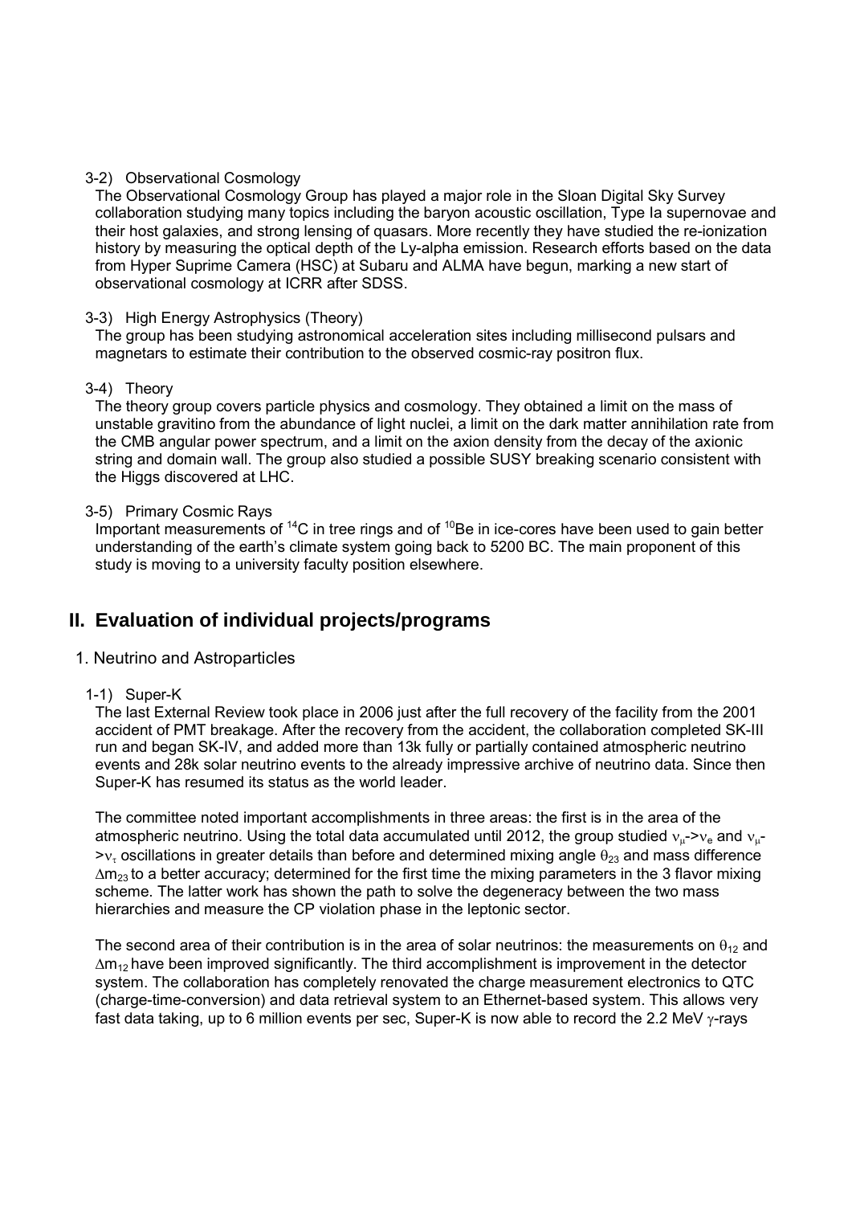3-2) Observational Cosmology

The Observational Cosmology Group has played a major role in the Sloan Digital Sky Survey collaboration studying many topics including the baryon acoustic oscillation, Type Ia supernovae and their host galaxies, and strong lensing of quasars. More recently they have studied the re-ionization history by measuring the optical depth of the Ly-alpha emission. Research efforts based on the data from Hyper Suprime Camera (HSC) at Subaru and ALMA have begun, marking a new start of observational cosmology at ICRR after SDSS.

3-3) High Energy Astrophysics (Theory)

The group has been studying astronomical acceleration sites including millisecond pulsars and magnetars to estimate their contribution to the observed cosmic-ray positron flux.

3-4) Theory

The theory group covers particle physics and cosmology. They obtained a limit on the mass of unstable gravitino from the abundance of light nuclei, a limit on the dark matter annihilation rate from the CMB angular power spectrum, and a limit on the axion density from the decay of the axionic string and domain wall. The group also studied a possible SUSY breaking scenario consistent with the Higgs discovered at LHC.

3-5) Primary Cosmic Rays

Important measurements of $^{14}C$ in tree rings and of $^{10}Be$ in ice-cores have been used to gain better understanding of the earth's climate system going back to 5200 BC. The main proponent of this study is moving to a university faculty position elsewhere.

## II. Evaluation of individual projects/programs

1. Neutrino and Astroparticles

1-1) Super-K

The last External Review took place in 2006 just after the full recovery of the facility from the 2001 accident of PMT breakage. After the recovery from the accident, the collaboration completed SK-III run and began SK-IV, and added more than 13k fully or partially contained atmospheric neutrino events and 28k solar neutrino events to the already impressive archive of neutrino data. Since then Super-K has resumed its status as the world leader.

The committee noted important accomplishments in three areas: the first is in the area of the atmospheric neutrino. Using the total data accumulated until 2012, the group studied $\nu_\mu \to \nu_e$ and $\nu_\mu \to \nu_\tau$ oscillations in greater details than before and determined mixing angle $\theta_{23}$ and mass difference $\Delta m_{23}$ to a better accuracy; determined for the first time the mixing parameters in the 3 flavor mixing scheme. The latter work has shown the path to solve the degeneracy between the two mass hierarchies and measure the CP violation phase in the leptonic sector.

The second area of their contribution is in the area of solar neutrinos: the measurements on $\theta_{12}$ and $\Delta m_{12}$ have been improved significantly. The third accomplishment is improvement in the detector system. The collaboration has completely renovated the charge measurement electronics to QTC (charge-time-conversion) and data retrieval system to an Ethernet-based system. This allows very fast data taking, up to 6 million events per sec, Super-K is now able to record the 2.2 MeV $\gamma$-rays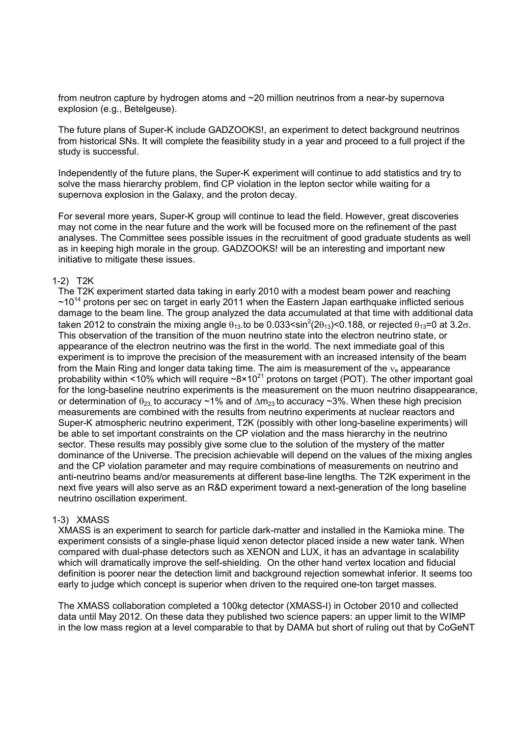from neutron capture by hydrogen atoms and ~20 million neutrinos from a near-by supernova explosion (e.g., Betelgeuse).

The future plans of Super-K include GADZOOKS!, an experiment to detect background neutrinos from historical SNs. It will complete the feasibility study in a year and proceed to a full project if the study is successful.

Independently of the future plans, the Super-K experiment will continue to add statistics and try to solve the mass hierarchy problem, find CP violation in the lepton sector while waiting for a supernova explosion in the Galaxy, and the proton decay.

For several more years, Super-K group will continue to lead the field. However, great discoveries may not come in the near future and the work will be focused more on the refinement of the past analyses. The Committee sees possible issues in the recruitment of good graduate students as well as in keeping high morale in the group. GADZOOKS! will be an interesting and important new initiative to mitigate these issues.

### 1-2) T2K

The T2K experiment started data taking in early 2010 with a modest beam power and reaching ~$10^{14}$ protons per sec on target in early 2011 when the Eastern Japan earthquake inflicted serious damage to the beam line. The group analyzed the data accumulated at that time with additional data taken 2012 to constrain the mixing angle $\theta_{13}$.to be $0.033<\sin^2(2\theta_{13})<0.188$, or rejected $\theta_{13}=0$ at $3.2\sigma$. This observation of the transition of the muon neutrino state into the electron neutrino state, or appearance of the electron neutrino was the first in the world. The next immediate goal of this experiment is to improve the precision of the measurement with an increased intensity of the beam from the Main Ring and longer data taking time. The aim is measurement of the $\nu_e$ appearance probability within <10% which will require ~$8\times10^{21}$ protons on target (POT). The other important goal for the long-baseline neutrino experiments is the measurement on the muon neutrino disappearance, or determination of $\theta_{23}$ to accuracy ~1% and of $\Delta m_{23}$ to accuracy ~3%. When these high precision measurements are combined with the results from neutrino experiments at nuclear reactors and Super-K atmospheric neutrino experiment, T2K (possibly with other long-baseline experiments) will be able to set important constraints on the CP violation and the mass hierarchy in the neutrino sector. These results may possibly give some clue to the solution of the mystery of the matter dominance of the Universe. The precision achievable will depend on the values of the mixing angles and the CP violation parameter and may require combinations of measurements on neutrino and anti-neutrino beams and/or measurements at different base-line lengths. The T2K experiment in the next five years will also serve as an R&D experiment toward a next-generation of the long baseline neutrino oscillation experiment.

### 1-3) XMASS

XMASS is an experiment to search for particle dark-matter and installed in the Kamioka mine. The experiment consists of a single-phase liquid xenon detector placed inside a new water tank. When compared with dual-phase detectors such as XENON and LUX, it has an advantage in scalability which will dramatically improve the self-shielding. On the other hand vertex location and fiducial definition is poorer near the detection limit and background rejection somewhat inferior. It seems too early to judge which concept is superior when driven to the required one-ton target masses.

The XMASS collaboration completed a 100kg detector (XMASS-I) in October 2010 and collected data until May 2012. On these data they published two science papers: an upper limit to the WIMP in the low mass region at a level comparable to that by DAMA but short of ruling out that by CoGeNT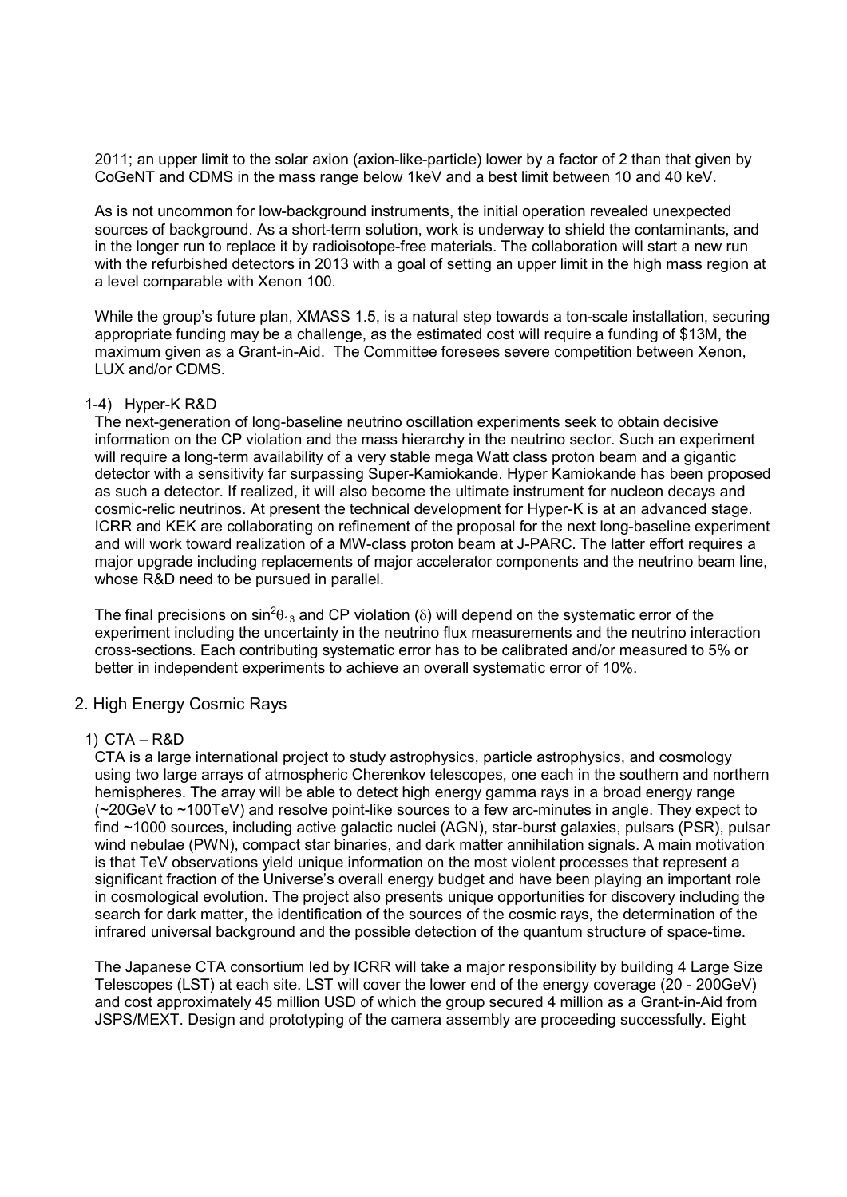2011; an upper limit to the solar axion (axion-like-particle) lower by a factor of 2 than that given by CoGeNT and CDMS in the mass range below 1keV and a best limit between 10 and 40 keV.

As is not uncommon for low-background instruments, the initial operation revealed unexpected sources of background. As a short-term solution, work is underway to shield the contaminants, and in the longer run to replace it by radioisotope-free materials. The collaboration will start a new run with the refurbished detectors in 2013 with a goal of setting an upper limit in the high mass region at a level comparable with Xenon 100.

While the group's future plan, XMASS 1.5, is a natural step towards a ton-scale installation, securing appropriate funding may be a challenge, as the estimated cost will require a funding of $13M, the maximum given as a Grant-in-Aid. The Committee foresees severe competition between Xenon, LUX and/or CDMS.

#### 1-4) Hyper-K R&D

The next-generation of long-baseline neutrino oscillation experiments seek to obtain decisive information on the CP violation and the mass hierarchy in the neutrino sector. Such an experiment will require a long-term availability of a very stable mega Watt class proton beam and a gigantic detector with a sensitivity far surpassing Super-Kamiokande. Hyper Kamiokande has been proposed as such a detector. If realized, it will also become the ultimate instrument for nucleon decays and cosmic-relic neutrinos. At present the technical development for Hyper-K is at an advanced stage. ICRR and KEK are collaborating on refinement of the proposal for the next long-baseline experiment and will work toward realization of a MW-class proton beam at J-PARC. The latter effort requires a major upgrade including replacements of major accelerator components and the neutrino beam line, whose R&D need to be pursued in parallel.

The final precisions on $\sin^2\theta_{13}$ and CP violation ($\delta$) will depend on the systematic error of the experiment including the uncertainty in the neutrino flux measurements and the neutrino interaction cross-sections. Each contributing systematic error has to be calibrated and/or measured to 5% or better in independent experiments to achieve an overall systematic error of 10%.

## 2. High Energy Cosmic Rays

#### 1) CTA – R&D

CTA is a large international project to study astrophysics, particle astrophysics, and cosmology using two large arrays of atmospheric Cherenkov telescopes, one each in the southern and northern hemispheres. The array will be able to detect high energy gamma rays in a broad energy range (~20GeV to ~100TeV) and resolve point-like sources to a few arc-minutes in angle. They expect to find ~1000 sources, including active galactic nuclei (AGN), star-burst galaxies, pulsars (PSR), pulsar wind nebulae (PWN), compact star binaries, and dark matter annihilation signals. A main motivation is that TeV observations yield unique information on the most violent processes that represent a significant fraction of the Universe's overall energy budget and have been playing an important role in cosmological evolution. The project also presents unique opportunities for discovery including the search for dark matter, the identification of the sources of the cosmic rays, the determination of the infrared universal background and the possible detection of the quantum structure of space-time.

The Japanese CTA consortium led by ICRR will take a major responsibility by building 4 Large Size Telescopes (LST) at each site. LST will cover the lower end of the energy coverage (20 - 200GeV) and cost approximately 45 million USD of which the group secured 4 million as a Grant-in-Aid from JSPS/MEXT. Design and prototyping of the camera assembly are proceeding successfully. Eight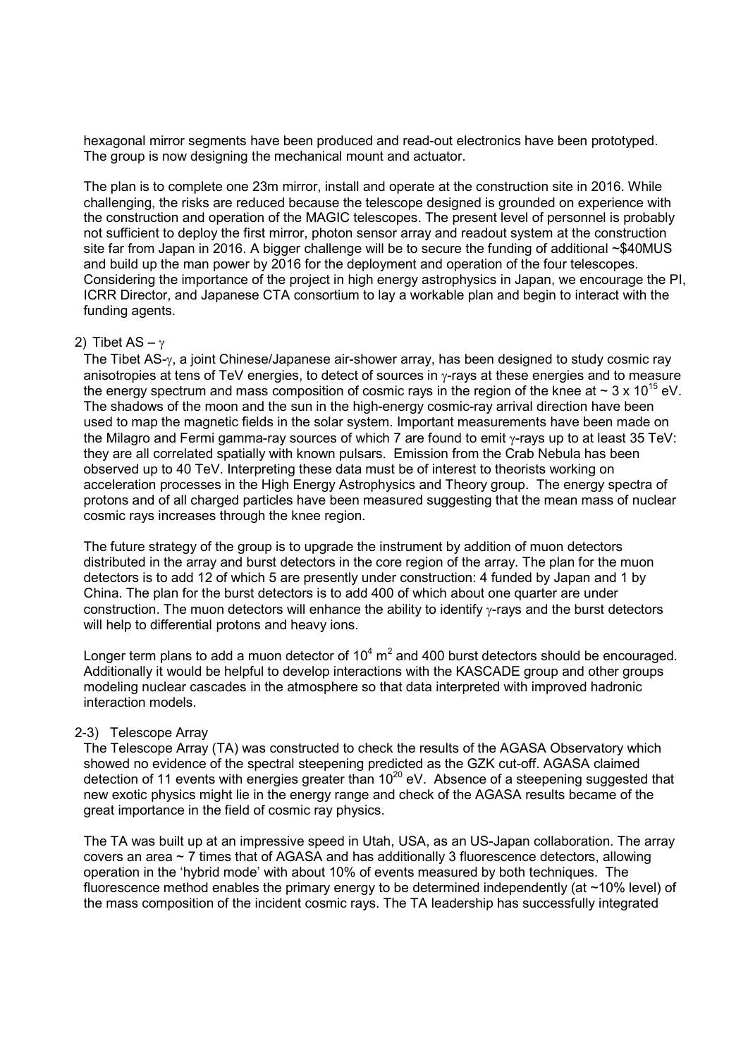hexagonal mirror segments have been produced and read-out electronics have been prototyped. The group is now designing the mechanical mount and actuator.

The plan is to complete one 23m mirror, install and operate at the construction site in 2016. While challenging, the risks are reduced because the telescope designed is grounded on experience with the construction and operation of the MAGIC telescopes. The present level of personnel is probably not sufficient to deploy the first mirror, photon sensor array and readout system at the construction site far from Japan in 2016. A bigger challenge will be to secure the funding of additional ~\$40MUS and build up the man power by 2016 for the deployment and operation of the four telescopes. Considering the importance of the project in high energy astrophysics in Japan, we encourage the PI, ICRR Director, and Japanese CTA consortium to lay a workable plan and begin to interact with the funding agents.

2) Tibet AS – $\gamma$

The Tibet AS-$\gamma$, a joint Chinese/Japanese air-shower array, has been designed to study cosmic ray anisotropies at tens of TeV energies, to detect of sources in $\gamma$-rays at these energies and to measure the energy spectrum and mass composition of cosmic rays in the region of the knee at ~ $3 \times 10^{15}$ eV. The shadows of the moon and the sun in the high-energy cosmic-ray arrival direction have been used to map the magnetic fields in the solar system. Important measurements have been made on the Milagro and Fermi gamma-ray sources of which 7 are found to emit $\gamma$-rays up to at least 35 TeV: they are all correlated spatially with known pulsars. Emission from the Crab Nebula has been observed up to 40 TeV. Interpreting these data must be of interest to theorists working on acceleration processes in the High Energy Astrophysics and Theory group. The energy spectra of protons and of all charged particles have been measured suggesting that the mean mass of nuclear cosmic rays increases through the knee region.

The future strategy of the group is to upgrade the instrument by addition of muon detectors distributed in the array and burst detectors in the core region of the array. The plan for the muon detectors is to add 12 of which 5 are presently under construction: 4 funded by Japan and 1 by China. The plan for the burst detectors is to add 400 of which about one quarter are under construction. The muon detectors will enhance the ability to identify $\gamma$-rays and the burst detectors will help to differential protons and heavy ions.

Longer term plans to add a muon detector of $10^4$ m$^2$ and 400 burst detectors should be encouraged. Additionally it would be helpful to develop interactions with the KASCADE group and other groups modeling nuclear cascades in the atmosphere so that data interpreted with improved hadronic interaction models.

2-3) Telescope Array

The Telescope Array (TA) was constructed to check the results of the AGASA Observatory which showed no evidence of the spectral steepening predicted as the GZK cut-off. AGASA claimed detection of 11 events with energies greater than $10^{20}$ eV. Absence of a steepening suggested that new exotic physics might lie in the energy range and check of the AGASA results became of the great importance in the field of cosmic ray physics.

The TA was built up at an impressive speed in Utah, USA, as an US-Japan collaboration. The array covers an area ~ 7 times that of AGASA and has additionally 3 fluorescence detectors, allowing operation in the 'hybrid mode' with about 10% of events measured by both techniques. The fluorescence method enables the primary energy to be determined independently (at ~10% level) of the mass composition of the incident cosmic rays. The TA leadership has successfully integrated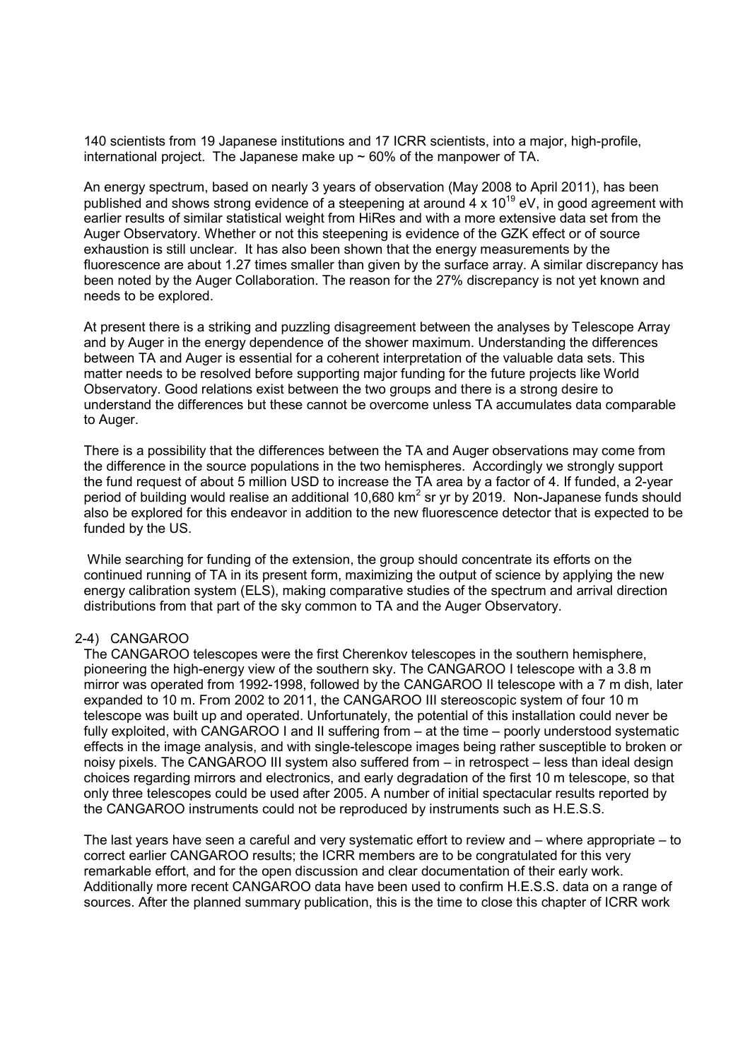140 scientists from 19 Japanese institutions and 17 ICRR scientists, into a major, high-profile, international project. The Japanese make up ~ 60% of the manpower of TA.

An energy spectrum, based on nearly 3 years of observation (May 2008 to April 2011), has been published and shows strong evidence of a steepening at around $4 \times 10^{19}$ eV, in good agreement with earlier results of similar statistical weight from HiRes and with a more extensive data set from the Auger Observatory. Whether or not this steepening is evidence of the GZK effect or of source exhaustion is still unclear. It has also been shown that the energy measurements by the fluorescence are about 1.27 times smaller than given by the surface array. A similar discrepancy has been noted by the Auger Collaboration. The reason for the 27% discrepancy is not yet known and needs to be explored.

At present there is a striking and puzzling disagreement between the analyses by Telescope Array and by Auger in the energy dependence of the shower maximum. Understanding the differences between TA and Auger is essential for a coherent interpretation of the valuable data sets. This matter needs to be resolved before supporting major funding for the future projects like World Observatory. Good relations exist between the two groups and there is a strong desire to understand the differences but these cannot be overcome unless TA accumulates data comparable to Auger.

There is a possibility that the differences between the TA and Auger observations may come from the difference in the source populations in the two hemispheres. Accordingly we strongly support the fund request of about 5 million USD to increase the TA area by a factor of 4. If funded, a 2-year period of building would realise an additional 10,680 $km^2$ sr yr by 2019. Non-Japanese funds should also be explored for this endeavor in addition to the new fluorescence detector that is expected to be funded by the US.

While searching for funding of the extension, the group should concentrate its efforts on the continued running of TA in its present form, maximizing the output of science by applying the new energy calibration system (ELS), making comparative studies of the spectrum and arrival direction distributions from that part of the sky common to TA and the Auger Observatory.

### 2-4) CANGAROO

The CANGAROO telescopes were the first Cherenkov telescopes in the southern hemisphere, pioneering the high-energy view of the southern sky. The CANGAROO I telescope with a 3.8 m mirror was operated from 1992-1998, followed by the CANGAROO II telescope with a 7 m dish, later expanded to 10 m. From 2002 to 2011, the CANGAROO III stereoscopic system of four 10 m telescope was built up and operated. Unfortunately, the potential of this installation could never be fully exploited, with CANGAROO I and II suffering from – at the time – poorly understood systematic effects in the image analysis, and with single-telescope images being rather susceptible to broken or noisy pixels. The CANGAROO III system also suffered from – in retrospect – less than ideal design choices regarding mirrors and electronics, and early degradation of the first 10 m telescope, so that only three telescopes could be used after 2005. A number of initial spectacular results reported by the CANGAROO instruments could not be reproduced by instruments such as H.E.S.S.

The last years have seen a careful and very systematic effort to review and – where appropriate – to correct earlier CANGAROO results; the ICRR members are to be congratulated for this very remarkable effort, and for the open discussion and clear documentation of their early work. Additionally more recent CANGAROO data have been used to confirm H.E.S.S. data on a range of sources. After the planned summary publication, this is the time to close this chapter of ICRR work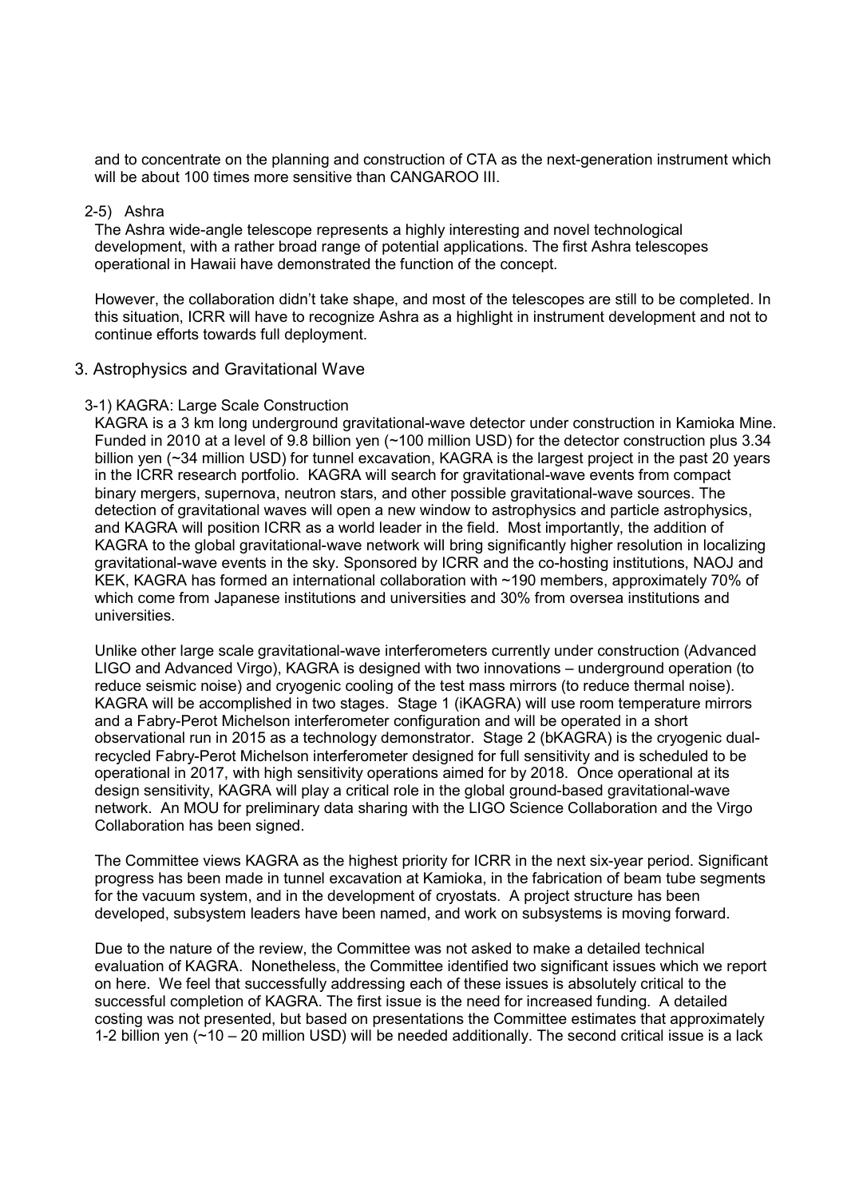and to concentrate on the planning and construction of CTA as the next-generation instrument which will be about 100 times more sensitive than CANGAROO III.

### 2-5) Ashra

The Ashra wide-angle telescope represents a highly interesting and novel technological development, with a rather broad range of potential applications. The first Ashra telescopes operational in Hawaii have demonstrated the function of the concept.

However, the collaboration didn't take shape, and most of the telescopes are still to be completed. In this situation, ICRR will have to recognize Ashra as a highlight in instrument development and not to continue efforts towards full deployment.

## 3. Astrophysics and Gravitational Wave

### 3-1) KAGRA: Large Scale Construction

KAGRA is a 3 km long underground gravitational-wave detector under construction in Kamioka Mine. Funded in 2010 at a level of 9.8 billion yen (~100 million USD) for the detector construction plus 3.34 billion yen (~34 million USD) for tunnel excavation, KAGRA is the largest project in the past 20 years in the ICRR research portfolio. KAGRA will search for gravitational-wave events from compact binary mergers, supernova, neutron stars, and other possible gravitational-wave sources. The detection of gravitational waves will open a new window to astrophysics and particle astrophysics, and KAGRA will position ICRR as a world leader in the field. Most importantly, the addition of KAGRA to the global gravitational-wave network will bring significantly higher resolution in localizing gravitational-wave events in the sky. Sponsored by ICRR and the co-hosting institutions, NAOJ and KEK, KAGRA has formed an international collaboration with ~190 members, approximately 70% of which come from Japanese institutions and universities and 30% from oversea institutions and universities.

Unlike other large scale gravitational-wave interferometers currently under construction (Advanced LIGO and Advanced Virgo), KAGRA is designed with two innovations – underground operation (to reduce seismic noise) and cryogenic cooling of the test mass mirrors (to reduce thermal noise). KAGRA will be accomplished in two stages. Stage 1 (iKAGRA) will use room temperature mirrors and a Fabry-Perot Michelson interferometer configuration and will be operated in a short observational run in 2015 as a technology demonstrator. Stage 2 (bKAGRA) is the cryogenic dual-recycled Fabry-Perot Michelson interferometer designed for full sensitivity and is scheduled to be operational in 2017, with high sensitivity operations aimed for by 2018. Once operational at its design sensitivity, KAGRA will play a critical role in the global ground-based gravitational-wave network. An MOU for preliminary data sharing with the LIGO Science Collaboration and the Virgo Collaboration has been signed.

The Committee views KAGRA as the highest priority for ICRR in the next six-year period. Significant progress has been made in tunnel excavation at Kamioka, in the fabrication of beam tube segments for the vacuum system, and in the development of cryostats. A project structure has been developed, subsystem leaders have been named, and work on subsystems is moving forward.

Due to the nature of the review, the Committee was not asked to make a detailed technical evaluation of KAGRA. Nonetheless, the Committee identified two significant issues which we report on here. We feel that successfully addressing each of these issues is absolutely critical to the successful completion of KAGRA. The first issue is the need for increased funding. A detailed costing was not presented, but based on presentations the Committee estimates that approximately 1-2 billion yen (~10 – 20 million USD) will be needed additionally. The second critical issue is a lack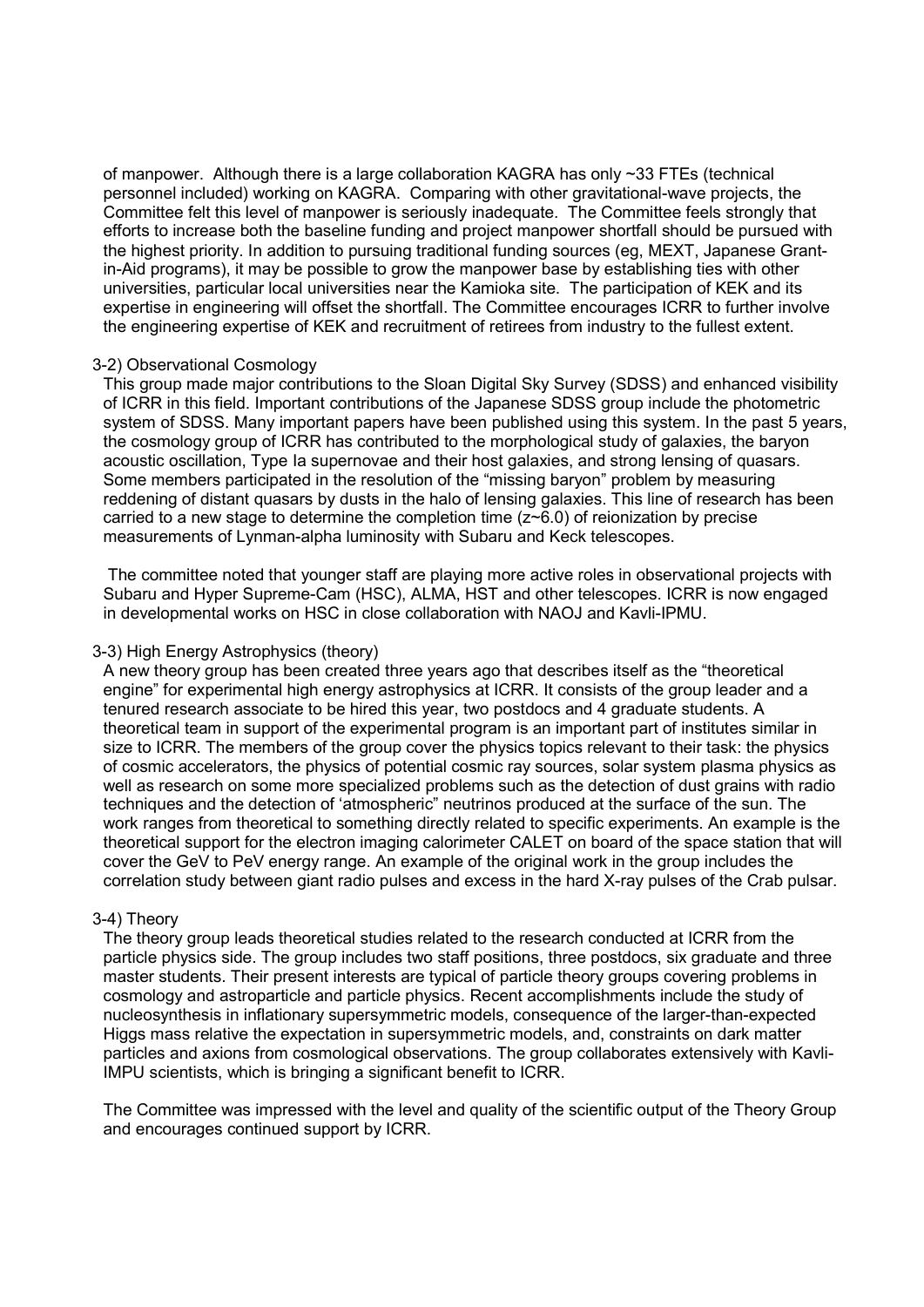of manpower. Although there is a large collaboration KAGRA has only ~33 FTEs (technical personnel included) working on KAGRA. Comparing with other gravitational-wave projects, the Committee felt this level of manpower is seriously inadequate. The Committee feels strongly that efforts to increase both the baseline funding and project manpower shortfall should be pursued with the highest priority. In addition to pursuing traditional funding sources (eg, MEXT, Japanese Grant-in-Aid programs), it may be possible to grow the manpower base by establishing ties with other universities, particular local universities near the Kamioka site. The participation of KEK and its expertise in engineering will offset the shortfall. The Committee encourages ICRR to further involve the engineering expertise of KEK and recruitment of retirees from industry to the fullest extent.

### 3-2) Observational Cosmology

This group made major contributions to the Sloan Digital Sky Survey (SDSS) and enhanced visibility of ICRR in this field. Important contributions of the Japanese SDSS group include the photometric system of SDSS. Many important papers have been published using this system. In the past 5 years, the cosmology group of ICRR has contributed to the morphological study of galaxies, the baryon acoustic oscillation, Type Ia supernovae and their host galaxies, and strong lensing of quasars. Some members participated in the resolution of the "missing baryon" problem by measuring reddening of distant quasars by dusts in the halo of lensing galaxies. This line of research has been carried to a new stage to determine the completion time ($z$~6.0) of reionization by precise measurements of Lynman-alpha luminosity with Subaru and Keck telescopes.

The committee noted that younger staff are playing more active roles in observational projects with Subaru and Hyper Supreme-Cam (HSC), ALMA, HST and other telescopes. ICRR is now engaged in developmental works on HSC in close collaboration with NAOJ and Kavli-IPMU.

### 3-3) High Energy Astrophysics (theory)

A new theory group has been created three years ago that describes itself as the "theoretical engine" for experimental high energy astrophysics at ICRR. It consists of the group leader and a tenured research associate to be hired this year, two postdocs and 4 graduate students. A theoretical team in support of the experimental program is an important part of institutes similar in size to ICRR. The members of the group cover the physics topics relevant to their task: the physics of cosmic accelerators, the physics of potential cosmic ray sources, solar system plasma physics as well as research on some more specialized problems such as the detection of dust grains with radio techniques and the detection of 'atmospheric" neutrinos produced at the surface of the sun. The work ranges from theoretical to something directly related to specific experiments. An example is the theoretical support for the electron imaging calorimeter CALET on board of the space station that will cover the GeV to PeV energy range. An example of the original work in the group includes the correlation study between giant radio pulses and excess in the hard X-ray pulses of the Crab pulsar.

### 3-4) Theory

The theory group leads theoretical studies related to the research conducted at ICRR from the particle physics side. The group includes two staff positions, three postdocs, six graduate and three master students. Their present interests are typical of particle theory groups covering problems in cosmology and astroparticle and particle physics. Recent accomplishments include the study of nucleosynthesis in inflationary supersymmetric models, consequence of the larger-than-expected Higgs mass relative the expectation in supersymmetric models, and, constraints on dark matter particles and axions from cosmological observations. The group collaborates extensively with Kavli-IMPU scientists, which is bringing a significant benefit to ICRR.

The Committee was impressed with the level and quality of the scientific output of the Theory Group and encourages continued support by ICRR.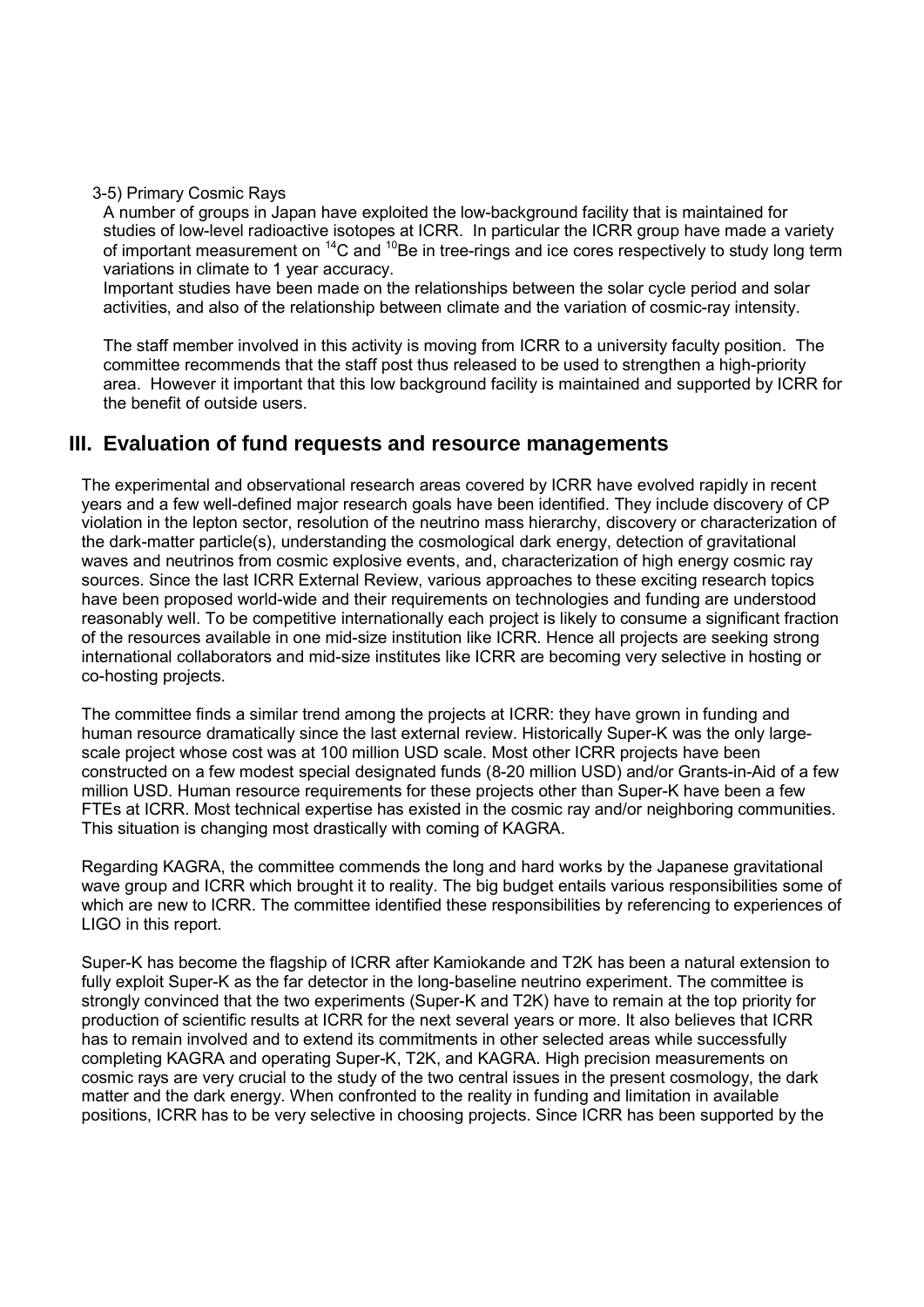3-5) Primary Cosmic Rays

A number of groups in Japan have exploited the low-background facility that is maintained for studies of low-level radioactive isotopes at ICRR. In particular the ICRR group have made a variety of important measurement on $^{14}C$ and $^{10}Be$ in tree-rings and ice cores respectively to study long term variations in climate to 1 year accuracy.

Important studies have been made on the relationships between the solar cycle period and solar activities, and also of the relationship between climate and the variation of cosmic-ray intensity.

The staff member involved in this activity is moving from ICRR to a university faculty position. The committee recommends that the staff post thus released to be used to strengthen a high-priority area. However it important that this low background facility is maintained and supported by ICRR for the benefit of outside users.

## III. Evaluation of fund requests and resource managements

The experimental and observational research areas covered by ICRR have evolved rapidly in recent years and a few well-defined major research goals have been identified. They include discovery of CP violation in the lepton sector, resolution of the neutrino mass hierarchy, discovery or characterization of the dark-matter particle(s), understanding the cosmological dark energy, detection of gravitational waves and neutrinos from cosmic explosive events, and, characterization of high energy cosmic ray sources. Since the last ICRR External Review, various approaches to these exciting research topics have been proposed world-wide and their requirements on technologies and funding are understood reasonably well. To be competitive internationally each project is likely to consume a significant fraction of the resources available in one mid-size institution like ICRR. Hence all projects are seeking strong international collaborators and mid-size institutes like ICRR are becoming very selective in hosting or co-hosting projects.

The committee finds a similar trend among the projects at ICRR: they have grown in funding and human resource dramatically since the last external review. Historically Super-K was the only large-scale project whose cost was at 100 million USD scale. Most other ICRR projects have been constructed on a few modest special designated funds (8-20 million USD) and/or Grants-in-Aid of a few million USD. Human resource requirements for these projects other than Super-K have been a few FTEs at ICRR. Most technical expertise has existed in the cosmic ray and/or neighboring communities. This situation is changing most drastically with coming of KAGRA.

Regarding KAGRA, the committee commends the long and hard works by the Japanese gravitational wave group and ICRR which brought it to reality. The big budget entails various responsibilities some of which are new to ICRR. The committee identified these responsibilities by referencing to experiences of LIGO in this report.

Super-K has become the flagship of ICRR after Kamiokande and T2K has been a natural extension to fully exploit Super-K as the far detector in the long-baseline neutrino experiment. The committee is strongly convinced that the two experiments (Super-K and T2K) have to remain at the top priority for production of scientific results at ICRR for the next several years or more. It also believes that ICRR has to remain involved and to extend its commitments in other selected areas while successfully completing KAGRA and operating Super-K, T2K, and KAGRA. High precision measurements on cosmic rays are very crucial to the study of the two central issues in the present cosmology, the dark matter and the dark energy. When confronted to the reality in funding and limitation in available positions, ICRR has to be very selective in choosing projects. Since ICRR has been supported by the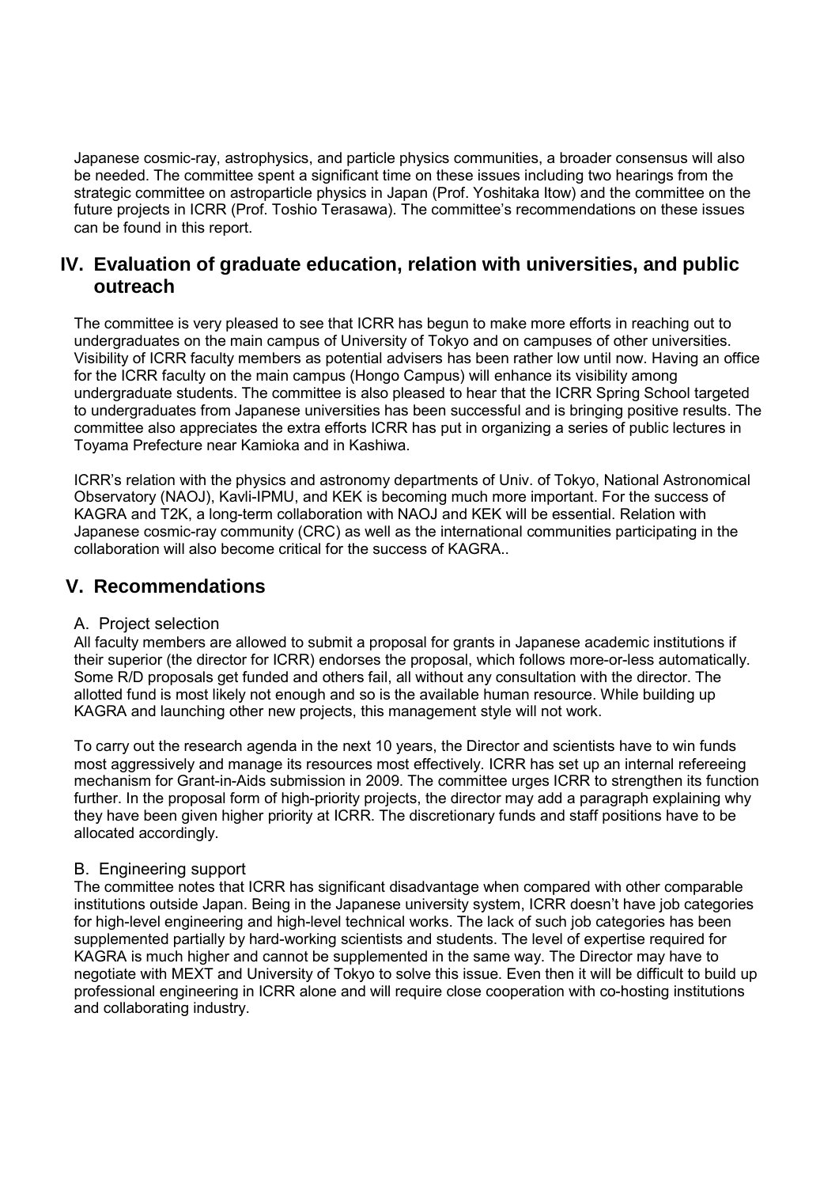Japanese cosmic-ray, astrophysics, and particle physics communities, a broader consensus will also be needed. The committee spent a significant time on these issues including two hearings from the strategic committee on astroparticle physics in Japan (Prof. Yoshitaka Itow) and the committee on the future projects in ICRR (Prof. Toshio Terasawa). The committee's recommendations on these issues can be found in this report.

## IV. Evaluation of graduate education, relation with universities, and public outreach

The committee is very pleased to see that ICRR has begun to make more efforts in reaching out to undergraduates on the main campus of University of Tokyo and on campuses of other universities. Visibility of ICRR faculty members as potential advisers has been rather low until now. Having an office for the ICRR faculty on the main campus (Hongo Campus) will enhance its visibility among undergraduate students. The committee is also pleased to hear that the ICRR Spring School targeted to undergraduates from Japanese universities has been successful and is bringing positive results. The committee also appreciates the extra efforts ICRR has put in organizing a series of public lectures in Toyama Prefecture near Kamioka and in Kashiwa.

ICRR's relation with the physics and astronomy departments of Univ. of Tokyo, National Astronomical Observatory (NAOJ), Kavli-IPMU, and KEK is becoming much more important. For the success of KAGRA and T2K, a long-term collaboration with NAOJ and KEK will be essential. Relation with Japanese cosmic-ray community (CRC) as well as the international communities participating in the collaboration will also become critical for the success of KAGRA..

## V. Recommendations

### A. Project selection

All faculty members are allowed to submit a proposal for grants in Japanese academic institutions if their superior (the director for ICRR) endorses the proposal, which follows more-or-less automatically. Some R/D proposals get funded and others fail, all without any consultation with the director. The allotted fund is most likely not enough and so is the available human resource. While building up KAGRA and launching other new projects, this management style will not work.

To carry out the research agenda in the next 10 years, the Director and scientists have to win funds most aggressively and manage its resources most effectively. ICRR has set up an internal refereeing mechanism for Grant-in-Aids submission in 2009. The committee urges ICRR to strengthen its function further. In the proposal form of high-priority projects, the director may add a paragraph explaining why they have been given higher priority at ICRR. The discretionary funds and staff positions have to be allocated accordingly.

### B. Engineering support

The committee notes that ICRR has significant disadvantage when compared with other comparable institutions outside Japan. Being in the Japanese university system, ICRR doesn't have job categories for high-level engineering and high-level technical works. The lack of such job categories has been supplemented partially by hard-working scientists and students. The level of expertise required for KAGRA is much higher and cannot be supplemented in the same way. The Director may have to negotiate with MEXT and University of Tokyo to solve this issue. Even then it will be difficult to build up professional engineering in ICRR alone and will require close cooperation with co-hosting institutions and collaborating industry.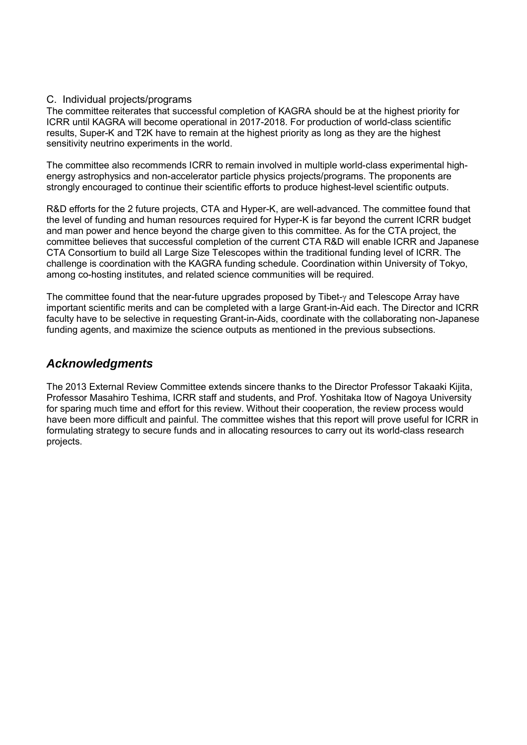### C. Individual projects/programs

The committee reiterates that successful completion of KAGRA should be at the highest priority for ICRR until KAGRA will become operational in 2017-2018. For production of world-class scientific results, Super-K and T2K have to remain at the highest priority as long as they are the highest sensitivity neutrino experiments in the world.

The committee also recommends ICRR to remain involved in multiple world-class experimental high-energy astrophysics and non-accelerator particle physics projects/programs. The proponents are strongly encouraged to continue their scientific efforts to produce highest-level scientific outputs.

R&D efforts for the 2 future projects, CTA and Hyper-K, are well-advanced. The committee found that the level of funding and human resources required for Hyper-K is far beyond the current ICRR budget and man power and hence beyond the charge given to this committee. As for the CTA project, the committee believes that successful completion of the current CTA R&D will enable ICRR and Japanese CTA Consortium to build all Large Size Telescopes within the traditional funding level of ICRR. The challenge is coordination with the KAGRA funding schedule. Coordination within University of Tokyo, among co-hosting institutes, and related science communities will be required.

The committee found that the near-future upgrades proposed by Tibet-$\gamma$ and Telescope Array have important scientific merits and can be completed with a large Grant-in-Aid each. The Director and ICRR faculty have to be selective in requesting Grant-in-Aids, coordinate with the collaborating non-Japanese funding agents, and maximize the science outputs as mentioned in the previous subsections.

## *Acknowledgments*

The 2013 External Review Committee extends sincere thanks to the Director Professor Takaaki Kijita, Professor Masahiro Teshima, ICRR staff and students, and Prof. Yoshitaka Itow of Nagoya University for sparing much time and effort for this review. Without their cooperation, the review process would have been more difficult and painful. The committee wishes that this report will prove useful for ICRR in formulating strategy to secure funds and in allocating resources to carry out its world-class research projects.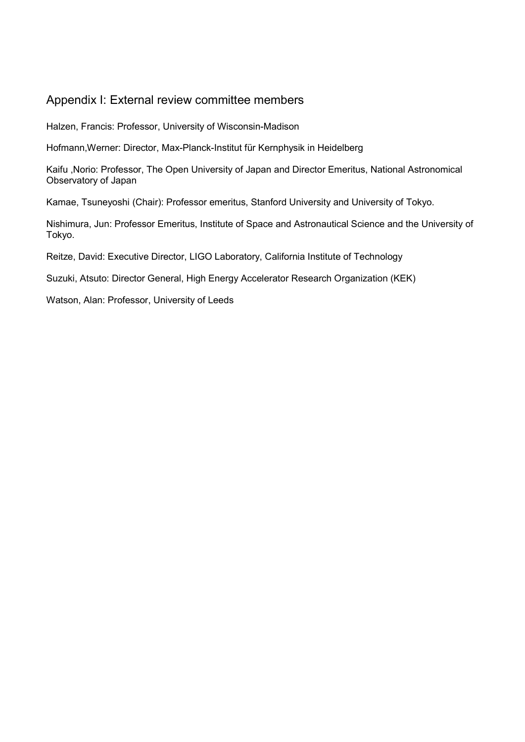## Appendix I: External review committee members

Halzen, Francis: Professor, University of Wisconsin-Madison

Hofmann,Werner: Director, Max-Planck-Institut für Kernphysik in Heidelberg

Kaifu ,Norio: Professor, The Open University of Japan and Director Emeritus, National Astronomical Observatory of Japan

Kamae, Tsuneyoshi (Chair): Professor emeritus, Stanford University and University of Tokyo.

Nishimura, Jun: Professor Emeritus, Institute of Space and Astronautical Science and the University of Tokyo.

Reitze, David: Executive Director, LIGO Laboratory, California Institute of Technology

Suzuki, Atsuto: Director General, High Energy Accelerator Research Organization (KEK)

Watson, Alan: Professor, University of Leeds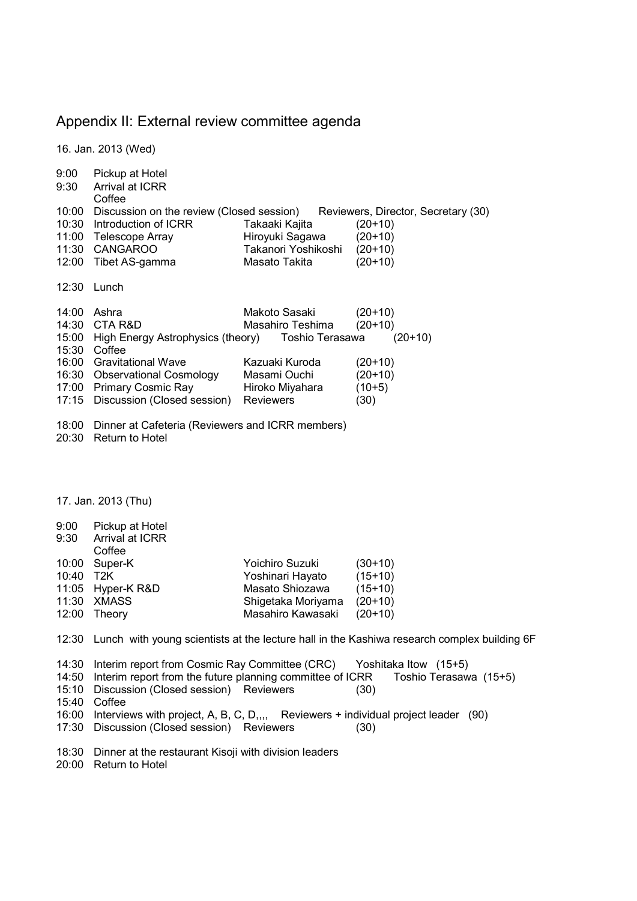## Appendix II: External review committee agenda

16. Jan. 2013 (Wed)

| Time | Item | Speaker | Duration |
|---|---|---|---|
| 9:00 | Pickup at Hotel | | |
| 9:30 | Arrival at ICRR<br>Coffee | | |
| 10:00 | Discussion on the review (Closed session) | Reviewers, Director, Secretary | (30) |
| 10:30 | Introduction of ICRR | Takaaki Kajita | (20+10) |
| 11:00 | Telescope Array | Hiroyuki Sagawa | (20+10) |
| 11:30 | CANGAROO | Takanori Yoshikoshi | (20+10) |
| 12:00 | Tibet AS-gamma | Masato Takita | (20+10) |
| 12:30 | Lunch | | |
| 14:00 | Ashra | Makoto Sasaki | (20+10) |
| 14:30 | CTA R&D | Masahiro Teshima | (20+10) |
| 15:00 | High Energy Astrophysics (theory) | Toshio Terasawa | (20+10) |
| 15:30 | Coffee | | |
| 16:00 | Gravitational Wave | Kazuaki Kuroda | (20+10) |
| 16:30 | Observational Cosmology | Masami Ouchi | (20+10) |
| 17:00 | Primary Cosmic Ray | Hiroko Miyahara | (10+5) |
| 17:15 | Discussion (Closed session) | Reviewers | (30) |
| 18:00 | Dinner at Cafeteria (Reviewers and ICRR members) | | |
| 20:30 | Return to Hotel | | |

17. Jan. 2013 (Thu)

| Time | Item | Speaker | Duration |
|---|---|---|---|
| 9:00 | Pickup at Hotel | | |
| 9:30 | Arrival at ICRR<br>Coffee | | |
| 10:00 | Super-K | Yoichiro Suzuki | (30+10) |
| 10:40 | T2K | Yoshinari Hayato | (15+10) |
| 11:05 | Hyper-K R&D | Masato Shiozawa | (15+10) |
| 11:30 | XMASS | Shigetaka Moriyama | (20+10) |
| 12:00 | Theory | Masahiro Kawasaki | (20+10) |
| 12:30 | Lunch with young scientists at the lecture hall in the Kashiwa research complex building 6F | | |
| 14:30 | Interim report from Cosmic Ray Committee (CRC) | Yoshitaka Itow | (15+5) |
| 14:50 | Interim report from the future planning committee of ICRR | Toshio Terasawa | (15+5) |
| 15:10 | Discussion (Closed session) | Reviewers | (30) |
| 15:40 | Coffee | | |
| 16:00 | Interviews with project, A, B, C, D,,,, | Reviewers + individual project leader | (90) |
| 17:30 | Discussion (Closed session) | Reviewers | (30) |
| 18:30 | Dinner at the restaurant Kisoji with division leaders | | |
| 20:00 | Return to Hotel | | |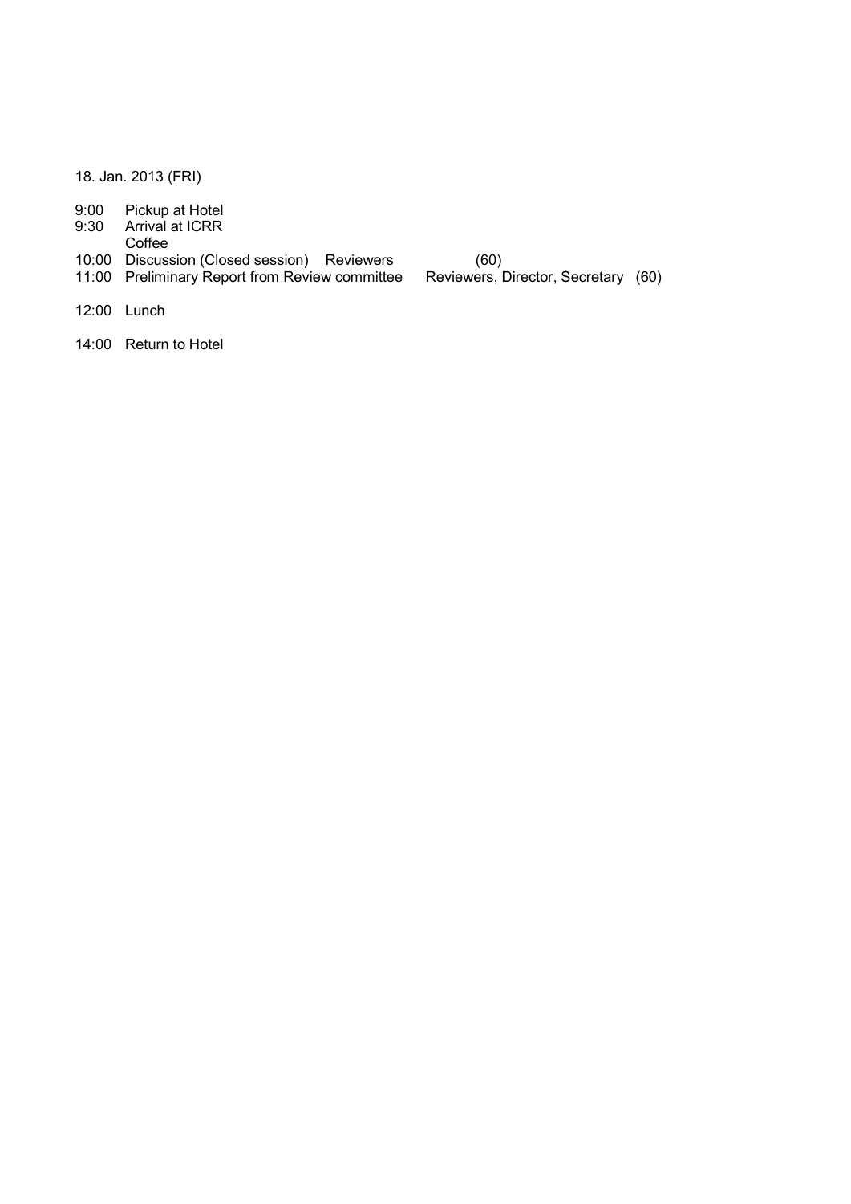18. Jan. 2013 (FRI)

| | | | |
|---|---|---|---|
| 9:00 | Pickup at Hotel | | |
| 9:30 | Arrival at ICRR | | |
| | Coffee | | |
| 10:00 | Discussion (Closed session) | Reviewers | (60) |
| 11:00 | Preliminary Report from Review committee | Reviewers, Director, Secretary | (60) |
| 12:00 | Lunch | | |
| 14:00 | Return to Hotel | | |